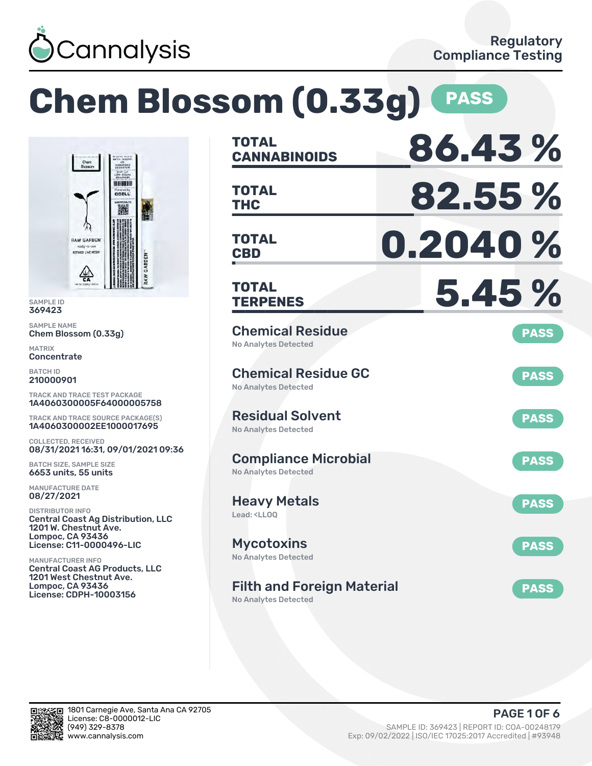Cannalysis

Regulatory Compliance Testing

# Chem Blossom (0.33g) PASS

SAMPLE ID
369423

SAMPLE NAME
Chem Blossom (0.33g)

MATRIX
Concentrate

BATCH ID
210000901

TRACK AND TRACE TEST PACKAGE
1A4060300005F64000005758

TRACK AND TRACE SOURCE PACKAGE(S)
1A4060300002EE1000017695

COLLECTED, RECEIVED
08/31/2021 16:31, 09/01/2021 09:36

BATCH SIZE, SAMPLE SIZE
6653 units, 55 units

MANUFACTURE DATE
08/27/2021

DISTRIBUTOR INFO
Central Coast Ag Distribution, LLC
1201 W. Chestnut Ave.
Lompoc, CA 93436
License: C11-0000496-LIC

MANUFACTURER INFO
Central Coast AG Products, LLC
1201 West Chestnut Ave.
Lompoc, CA 93436
License: CDPH-10003156

| | |
|---|---|
| TOTAL CANNABINOIDS | 86.43 % |
| TOTAL THC | 82.55 % |
| TOTAL CBD | 0.2040 % |
| TOTAL TERPENES | 5.45 % |

| Test | Result | Status |
|---|---|---|
| Chemical Residue | No Analytes Detected | PASS |
| Chemical Residue GC | No Analytes Detected | PASS |
| Residual Solvent | No Analytes Detected | PASS |
| Compliance Microbial | No Analytes Detected | PASS |
| Heavy Metals | Lead: <LLOQ | PASS |
| Mycotoxins | No Analytes Detected | PASS |
| Filth and Foreign Material | No Analytes Detected | PASS |

1801 Carnegie Ave, Santa Ana CA 92705
License: C8-0000012-LIC
(949) 329-8378
www.cannalysis.com

SAMPLE ID: 369423 | REPORT ID: COA-00248179
Exp: 09/02/2022 | ISO/IEC 17025:2017 Accredited | #93948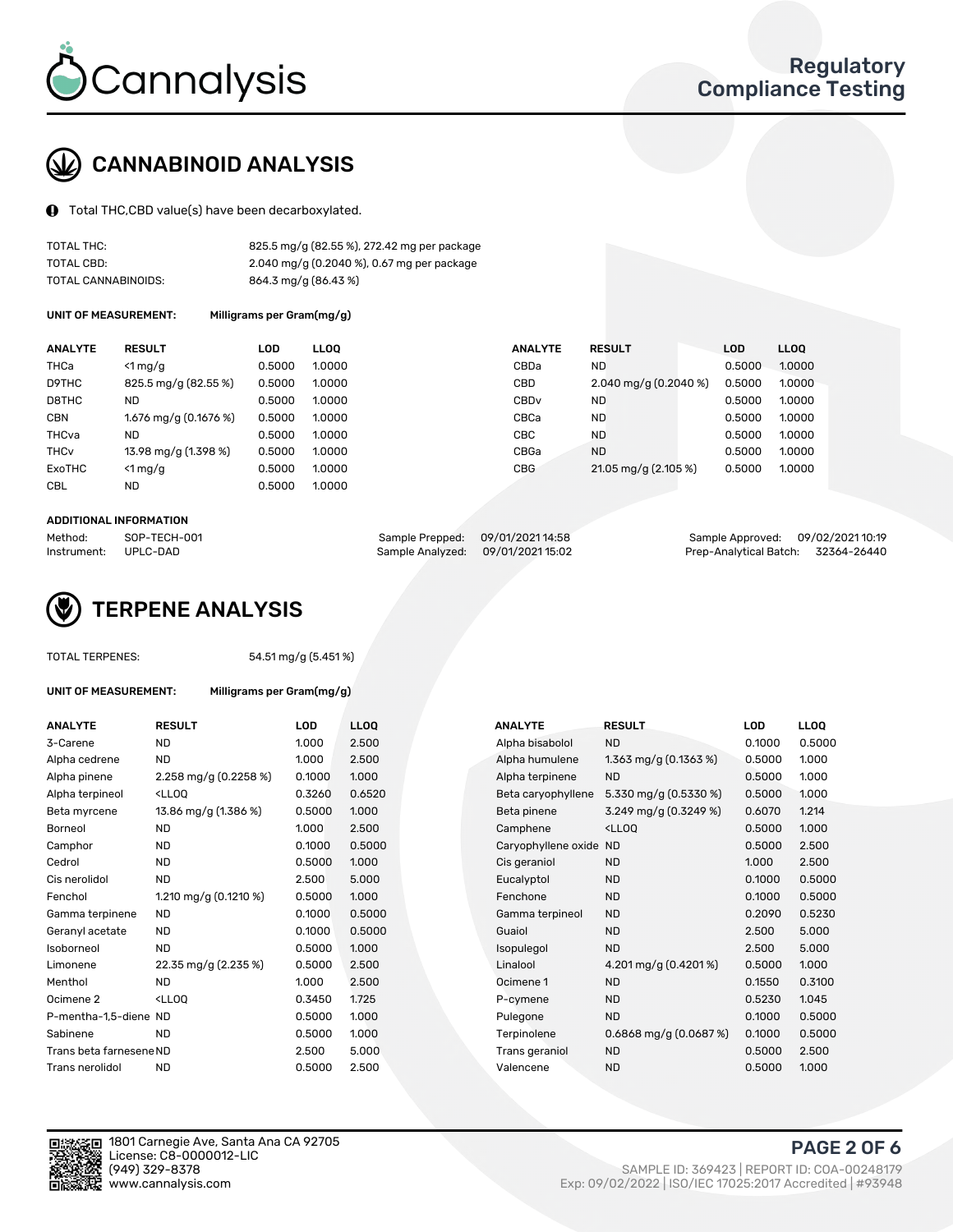# Cannalysis

## Regulatory Compliance Testing

## CANNABINOID ANALYSIS

Total THC,CBD value(s) have been decarboxylated.

| | |
|---|---|
| TOTAL THC: | 825.5 mg/g (82.55 %), 272.42 mg per package |
| TOTAL CBD: | 2.040 mg/g (0.2040 %), 0.67 mg per package |
| TOTAL CANNABINOIDS: | 864.3 mg/g (86.43 %) |

**UNIT OF MEASUREMENT:** Milligrams per Gram(mg/g)

| ANALYTE | RESULT | LOD | LLOQ |
|---|---|---|---|
| THCa | <1 mg/g | 0.5000 | 1.0000 |
| D9THC | 825.5 mg/g (82.55 %) | 0.5000 | 1.0000 |
| D8THC | ND | 0.5000 | 1.0000 |
| CBN | 1.676 mg/g (0.1676 %) | 0.5000 | 1.0000 |
| THCva | ND | 0.5000 | 1.0000 |
| THCv | 13.98 mg/g (1.398 %) | 0.5000 | 1.0000 |
| ExoTHC | <1 mg/g | 0.5000 | 1.0000 |
| CBL | ND | 0.5000 | 1.0000 |
| CBDa | ND | 0.5000 | 1.0000 |
| CBD | 2.040 mg/g (0.2040 %) | 0.5000 | 1.0000 |
| CBDv | ND | 0.5000 | 1.0000 |
| CBCa | ND | 0.5000 | 1.0000 |
| CBC | ND | 0.5000 | 1.0000 |
| CBGa | ND | 0.5000 | 1.0000 |
| CBG | 21.05 mg/g (2.105 %) | 0.5000 | 1.0000 |

**ADDITIONAL INFORMATION**

| | | | | | |
|---|---|---|---|---|---|
| Method: | SOP-TECH-001 | Sample Prepped: | 09/01/2021 14:58 | Sample Approved: | 09/02/2021 10:19 |
| Instrument: | UPLC-DAD | Sample Analyzed: | 09/01/2021 15:02 | Prep-Analytical Batch: | 32364-26440 |

## TERPENE ANALYSIS

TOTAL TERPENES: 54.51 mg/g (5.451 %)

**UNIT OF MEASUREMENT:** Milligrams per Gram(mg/g)

| ANALYTE | RESULT | LOD | LLOQ |
|---|---|---|---|
| 3-Carene | ND | 1.000 | 2.500 |
| Alpha cedrene | ND | 1.000 | 2.500 |
| Alpha pinene | 2.258 mg/g (0.2258 %) | 0.1000 | 1.000 |
| Alpha terpineol | <LLOQ | 0.3260 | 0.6520 |
| Beta myrcene | 13.86 mg/g (1.386 %) | 0.5000 | 1.000 |
| Borneol | ND | 1.000 | 2.500 |
| Camphor | ND | 0.1000 | 0.5000 |
| Cedrol | ND | 0.5000 | 1.000 |
| Cis nerolidol | ND | 2.500 | 5.000 |
| Fenchol | 1.210 mg/g (0.1210 %) | 0.5000 | 1.000 |
| Gamma terpinene | ND | 0.1000 | 0.5000 |
| Geranyl acetate | ND | 0.1000 | 0.5000 |
| Isoborneol | ND | 0.5000 | 1.000 |
| Limonene | 22.35 mg/g (2.235 %) | 0.5000 | 2.500 |
| Menthol | ND | 1.000 | 2.500 |
| Ocimene 2 | <LLOQ | 0.3450 | 1.725 |
| P-mentha-1,5-diene | ND | 0.5000 | 1.000 |
| Sabinene | ND | 0.5000 | 1.000 |
| Trans beta farnesene | ND | 2.500 | 5.000 |
| Trans nerolidol | ND | 0.5000 | 2.500 |
| Alpha bisabolol | ND | 0.1000 | 0.5000 |
| Alpha humulene | 1.363 mg/g (0.1363 %) | 0.5000 | 1.000 |
| Alpha terpinene | ND | 0.5000 | 1.000 |
| Beta caryophyllene | 5.330 mg/g (0.5330 %) | 0.5000 | 1.000 |
| Beta pinene | 3.249 mg/g (0.3249 %) | 0.6070 | 1.214 |
| Camphene | <LLOQ | 0.5000 | 1.000 |
| Caryophyllene oxide | ND | 0.5000 | 2.500 |
| Cis geraniol | ND | 1.000 | 2.500 |
| Eucalyptol | ND | 0.1000 | 0.5000 |
| Fenchone | ND | 0.1000 | 0.5000 |
| Gamma terpineol | ND | 0.2090 | 0.5230 |
| Guaiol | ND | 2.500 | 5.000 |
| Isopulegol | ND | 2.500 | 5.000 |
| Linalool | 4.201 mg/g (0.4201 %) | 0.5000 | 1.000 |
| Ocimene 1 | ND | 0.1550 | 0.3100 |
| P-cymene | ND | 0.5230 | 1.045 |
| Pulegone | ND | 0.1000 | 0.5000 |
| Terpinolene | 0.6868 mg/g (0.0687 %) | 0.1000 | 0.5000 |
| Trans geraniol | ND | 0.5000 | 2.500 |
| Valencene | ND | 0.5000 | 1.000 |

1801 Carnegie Ave, Santa Ana CA 92705
License: C8-0000012-LIC
(949) 329-8378
www.cannalysis.com

SAMPLE ID: 369423 | REPORT ID: COA-00248179
Exp: 09/02/2022 | ISO/IEC 17025:2017 Accredited | #93948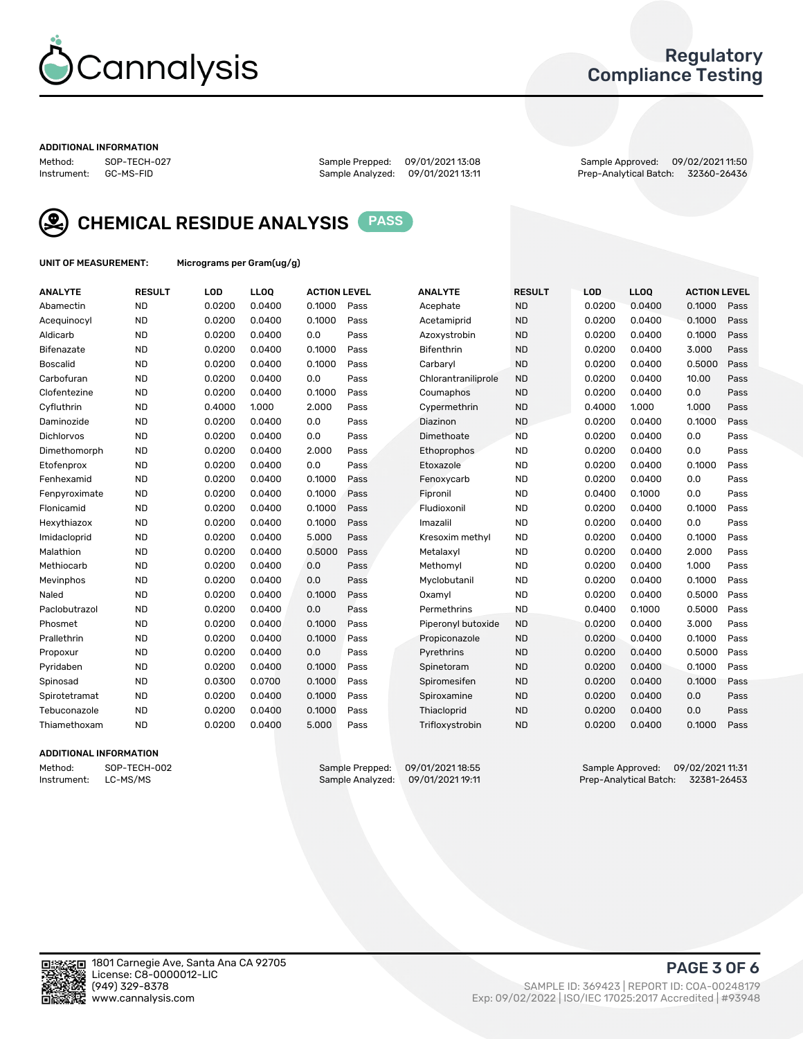# Cannalysis

## Regulatory Compliance Testing

### ADDITIONAL INFORMATION

Method: SOP-TECH-027
Instrument: GC-MS-FID

Sample Prepped: 09/01/2021 13:08
Sample Analyzed: 09/01/2021 13:11

Sample Approved: 09/02/2021 11:50
Prep-Analytical Batch: 32360-26436

## CHEMICAL RESIDUE ANALYSIS PASS

**UNIT OF MEASUREMENT:** Micrograms per Gram(ug/g)

| ANALYTE | RESULT | LOD | LLOQ | ACTION LEVEL | | ANALYTE | RESULT | LOD | LLOQ | ACTION LEVEL | |
|---|---|---|---|---|---|---|---|---|---|---|---|
| Abamectin | ND | 0.0200 | 0.0400 | 0.1000 | Pass | Acephate | ND | 0.0200 | 0.0400 | 0.1000 | Pass |
| Acequinocyl | ND | 0.0200 | 0.0400 | 0.1000 | Pass | Acetamiprid | ND | 0.0200 | 0.0400 | 0.1000 | Pass |
| Aldicarb | ND | 0.0200 | 0.0400 | 0.0 | Pass | Azoxystrobin | ND | 0.0200 | 0.0400 | 0.1000 | Pass |
| Bifenazate | ND | 0.0200 | 0.0400 | 0.1000 | Pass | Bifenthrin | ND | 0.0200 | 0.0400 | 3.000 | Pass |
| Boscalid | ND | 0.0200 | 0.0400 | 0.1000 | Pass | Carbaryl | ND | 0.0200 | 0.0400 | 0.5000 | Pass |
| Carbofuran | ND | 0.0200 | 0.0400 | 0.0 | Pass | Chlorantraniliprole | ND | 0.0200 | 0.0400 | 10.00 | Pass |
| Clofentezine | ND | 0.0200 | 0.0400 | 0.1000 | Pass | Coumaphos | ND | 0.0200 | 0.0400 | 0.0 | Pass |
| Cyfluthrin | ND | 0.4000 | 1.000 | 2.000 | Pass | Cypermethrin | ND | 0.4000 | 1.000 | 1.000 | Pass |
| Daminozide | ND | 0.0200 | 0.0400 | 0.0 | Pass | Diazinon | ND | 0.0200 | 0.0400 | 0.1000 | Pass |
| Dichlorvos | ND | 0.0200 | 0.0400 | 0.0 | Pass | Dimethoate | ND | 0.0200 | 0.0400 | 0.0 | Pass |
| Dimethomorph | ND | 0.0200 | 0.0400 | 2.000 | Pass | Ethoprophos | ND | 0.0200 | 0.0400 | 0.0 | Pass |
| Etofenprox | ND | 0.0200 | 0.0400 | 0.0 | Pass | Etoxazole | ND | 0.0200 | 0.0400 | 0.1000 | Pass |
| Fenhexamid | ND | 0.0200 | 0.0400 | 0.1000 | Pass | Fenoxycarb | ND | 0.0200 | 0.0400 | 0.0 | Pass |
| Fenpyroximate | ND | 0.0200 | 0.0400 | 0.1000 | Pass | Fipronil | ND | 0.0400 | 0.1000 | 0.0 | Pass |
| Flonicamid | ND | 0.0200 | 0.0400 | 0.1000 | Pass | Fludioxonil | ND | 0.0200 | 0.0400 | 0.1000 | Pass |
| Hexythiazox | ND | 0.0200 | 0.0400 | 0.1000 | Pass | Imazalil | ND | 0.0200 | 0.0400 | 0.0 | Pass |
| Imidacloprid | ND | 0.0200 | 0.0400 | 5.000 | Pass | Kresoxim methyl | ND | 0.0200 | 0.0400 | 0.1000 | Pass |
| Malathion | ND | 0.0200 | 0.0400 | 0.5000 | Pass | Metalaxyl | ND | 0.0200 | 0.0400 | 2.000 | Pass |
| Methiocarb | ND | 0.0200 | 0.0400 | 0.0 | Pass | Methomyl | ND | 0.0200 | 0.0400 | 1.000 | Pass |
| Mevinphos | ND | 0.0200 | 0.0400 | 0.0 | Pass | Myclobutanil | ND | 0.0200 | 0.0400 | 0.1000 | Pass |
| Naled | ND | 0.0200 | 0.0400 | 0.1000 | Pass | Oxamyl | ND | 0.0200 | 0.0400 | 0.5000 | Pass |
| Paclobutrazol | ND | 0.0200 | 0.0400 | 0.0 | Pass | Permethrins | ND | 0.0400 | 0.1000 | 0.5000 | Pass |
| Phosmet | ND | 0.0200 | 0.0400 | 0.1000 | Pass | Piperonyl butoxide | ND | 0.0200 | 0.0400 | 3.000 | Pass |
| Prallethrin | ND | 0.0200 | 0.0400 | 0.1000 | Pass | Propiconazole | ND | 0.0200 | 0.0400 | 0.1000 | Pass |
| Propoxur | ND | 0.0200 | 0.0400 | 0.0 | Pass | Pyrethrins | ND | 0.0200 | 0.0400 | 0.5000 | Pass |
| Pyridaben | ND | 0.0200 | 0.0400 | 0.1000 | Pass | Spinetoram | ND | 0.0200 | 0.0400 | 0.1000 | Pass |
| Spinosad | ND | 0.0300 | 0.0700 | 0.1000 | Pass | Spiromesifen | ND | 0.0200 | 0.0400 | 0.1000 | Pass |
| Spirotetramat | ND | 0.0200 | 0.0400 | 0.1000 | Pass | Spiroxamine | ND | 0.0200 | 0.0400 | 0.0 | Pass |
| Tebuconazole | ND | 0.0200 | 0.0400 | 0.1000 | Pass | Thiacloprid | ND | 0.0200 | 0.0400 | 0.0 | Pass |
| Thiamethoxam | ND | 0.0200 | 0.0400 | 5.000 | Pass | Trifloxystrobin | ND | 0.0200 | 0.0400 | 0.1000 | Pass |

### ADDITIONAL INFORMATION

Method: SOP-TECH-002
Instrument: LC-MS/MS

Sample Prepped: 09/01/2021 18:55
Sample Analyzed: 09/01/2021 19:11

Sample Approved: 09/02/2021 11:31
Prep-Analytical Batch: 32381-26453

1801 Carnegie Ave, Santa Ana CA 92705
License: C8-0000012-LIC
(949) 329-8378
www.cannalysis.com

SAMPLE ID: 369423 | REPORT ID: COA-00248179
Exp: 09/02/2022 | ISO/IEC 17025:2017 Accredited | #93948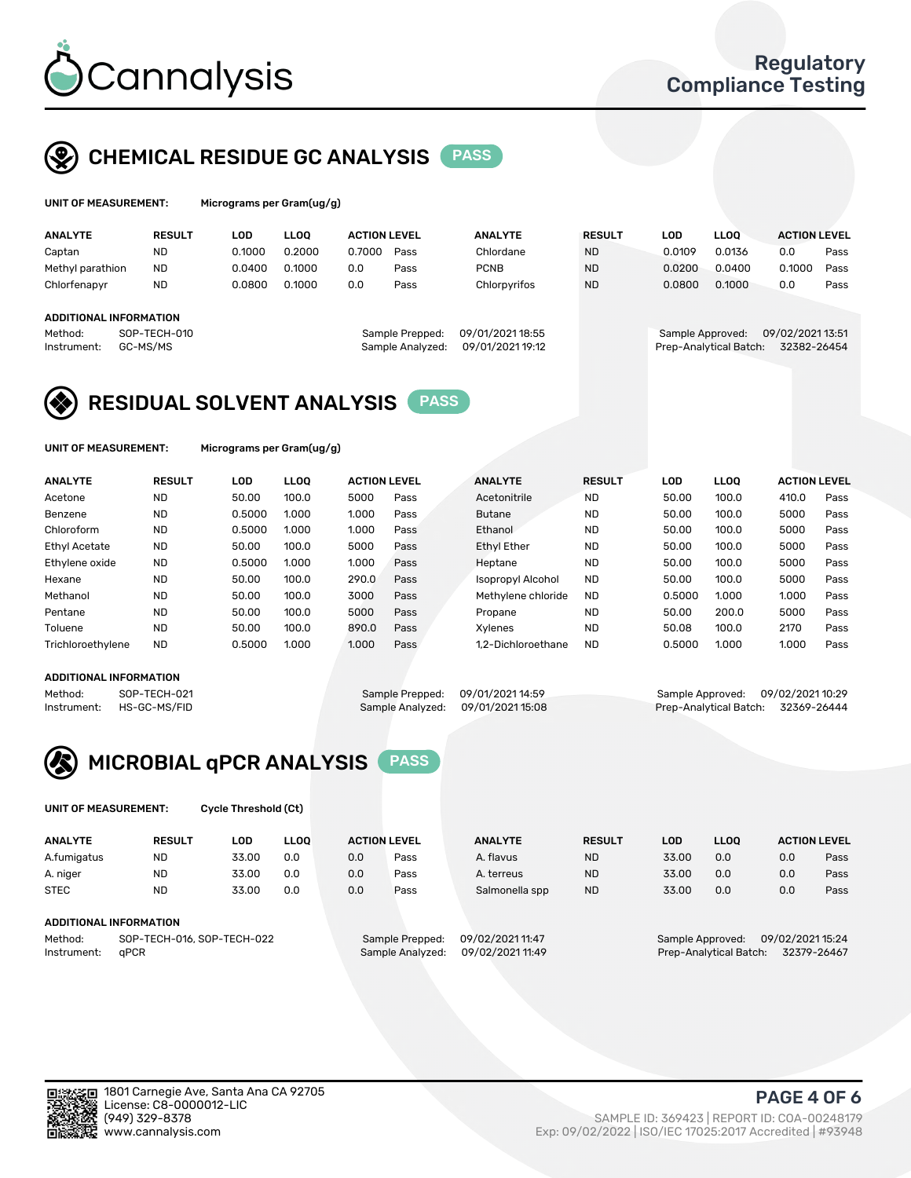# Cannalysis

## Regulatory Compliance Testing

## CHEMICAL RESIDUE GC ANALYSIS — PASS

**UNIT OF MEASUREMENT:** Micrograms per Gram(ug/g)

| ANALYTE | RESULT | LOD | LLOQ | ACTION LEVEL | | ANALYTE | RESULT | LOD | LLOQ | ACTION LEVEL | |
|---|---|---|---|---|---|---|---|---|---|---|---|
| Captan | ND | 0.1000 | 0.2000 | 0.7000 | Pass | Chlordane | ND | 0.0109 | 0.0136 | 0.0 | Pass |
| Methyl parathion | ND | 0.0400 | 0.1000 | 0.0 | Pass | PCNB | ND | 0.0200 | 0.0400 | 0.1000 | Pass |
| Chlorfenapyr | ND | 0.0800 | 0.1000 | 0.0 | Pass | Chlorpyrifos | ND | 0.0800 | 0.1000 | 0.0 | Pass |

**ADDITIONAL INFORMATION**

Method: SOP-TECH-010
Instrument: GC-MS/MS
Sample Prepped: 09/01/2021 18:55
Sample Analyzed: 09/01/2021 19:12
Sample Approved: 09/02/2021 13:51
Prep-Analytical Batch: 32382-26454

## RESIDUAL SOLVENT ANALYSIS — PASS

**UNIT OF MEASUREMENT:** Micrograms per Gram(ug/g)

| ANALYTE | RESULT | LOD | LLOQ | ACTION LEVEL | | ANALYTE | RESULT | LOD | LLOQ | ACTION LEVEL | |
|---|---|---|---|---|---|---|---|---|---|---|---|
| Acetone | ND | 50.00 | 100.0 | 5000 | Pass | Acetonitrile | ND | 50.00 | 100.0 | 410.0 | Pass |
| Benzene | ND | 0.5000 | 1.000 | 1.000 | Pass | Butane | ND | 50.00 | 100.0 | 5000 | Pass |
| Chloroform | ND | 0.5000 | 1.000 | 1.000 | Pass | Ethanol | ND | 50.00 | 100.0 | 5000 | Pass |
| Ethyl Acetate | ND | 50.00 | 100.0 | 5000 | Pass | Ethyl Ether | ND | 50.00 | 100.0 | 5000 | Pass |
| Ethylene oxide | ND | 0.5000 | 1.000 | 1.000 | Pass | Heptane | ND | 50.00 | 100.0 | 5000 | Pass |
| Hexane | ND | 50.00 | 100.0 | 290.0 | Pass | Isopropyl Alcohol | ND | 50.00 | 100.0 | 5000 | Pass |
| Methanol | ND | 50.00 | 100.0 | 3000 | Pass | Methylene chloride | ND | 0.5000 | 1.000 | 1.000 | Pass |
| Pentane | ND | 50.00 | 100.0 | 5000 | Pass | Propane | ND | 50.00 | 200.0 | 5000 | Pass |
| Toluene | ND | 50.00 | 100.0 | 890.0 | Pass | Xylenes | ND | 50.08 | 100.0 | 2170 | Pass |
| Trichloroethylene | ND | 0.5000 | 1.000 | 1.000 | Pass | 1,2-Dichloroethane | ND | 0.5000 | 1.000 | 1.000 | Pass |

**ADDITIONAL INFORMATION**

Method: SOP-TECH-021
Instrument: HS-GC-MS/FID
Sample Prepped: 09/01/2021 14:59
Sample Analyzed: 09/01/2021 15:08
Sample Approved: 09/02/2021 10:29
Prep-Analytical Batch: 32369-26444

## MICROBIAL qPCR ANALYSIS — PASS

**UNIT OF MEASUREMENT:** Cycle Threshold (Ct)

| ANALYTE | RESULT | LOD | LLOQ | ACTION LEVEL | | ANALYTE | RESULT | LOD | LLOQ | ACTION LEVEL | |
|---|---|---|---|---|---|---|---|---|---|---|---|
| A.fumigatus | ND | 33.00 | 0.0 | 0.0 | Pass | A. flavus | ND | 33.00 | 0.0 | 0.0 | Pass |
| A. niger | ND | 33.00 | 0.0 | 0.0 | Pass | A. terreus | ND | 33.00 | 0.0 | 0.0 | Pass |
| STEC | ND | 33.00 | 0.0 | 0.0 | Pass | Salmonella spp | ND | 33.00 | 0.0 | 0.0 | Pass |

**ADDITIONAL INFORMATION**

Method: SOP-TECH-016, SOP-TECH-022
Instrument: qPCR
Sample Prepped: 09/02/2021 11:47
Sample Analyzed: 09/02/2021 11:49
Sample Approved: 09/02/2021 15:24
Prep-Analytical Batch: 32379-26467

1801 Carnegie Ave, Santa Ana CA 92705
License: C8-0000012-LIC
(949) 329-8378
www.cannalysis.com

SAMPLE ID: 369423 | REPORT ID: COA-00248179
Exp: 09/02/2022 | ISO/IEC 17025:2017 Accredited | #93948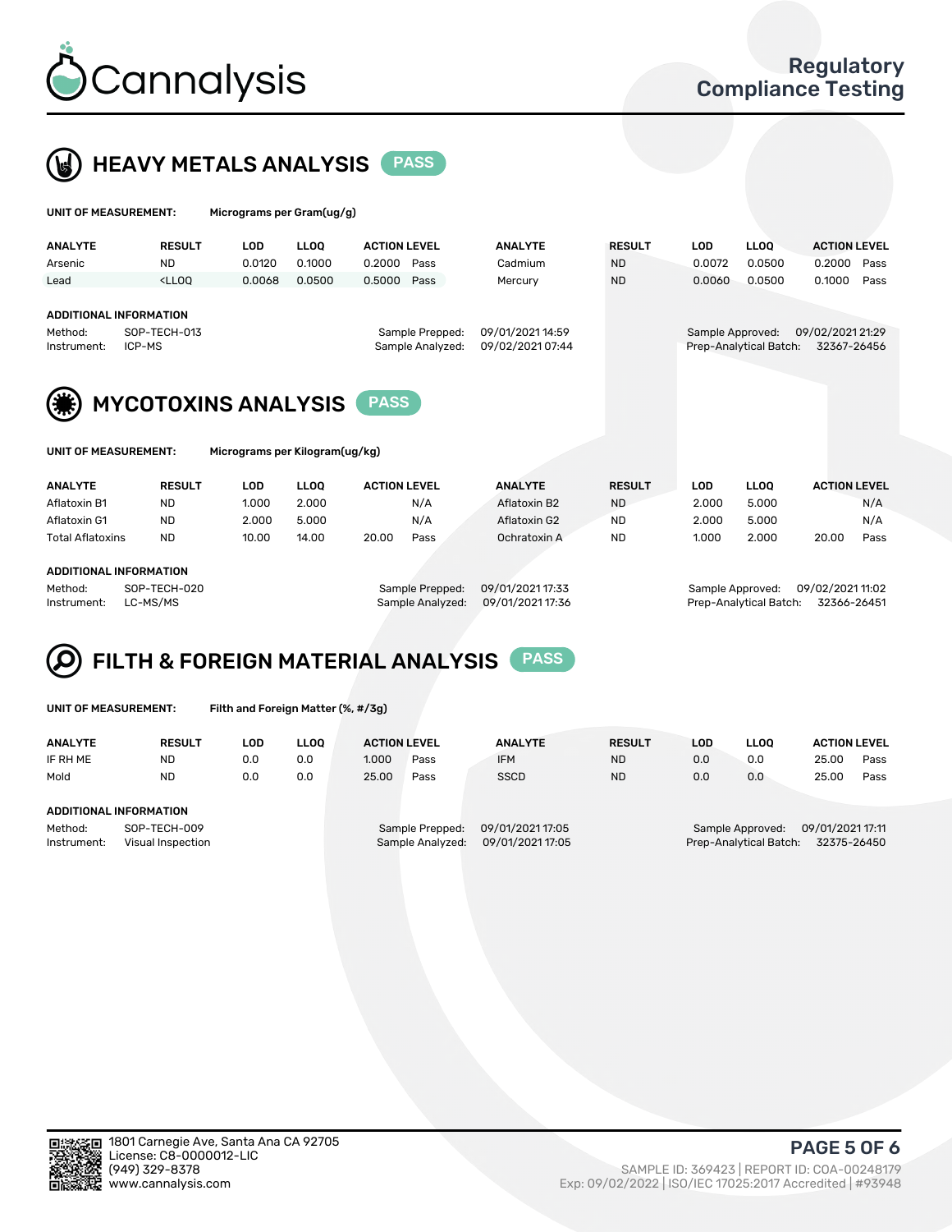# Cannalysis

## Regulatory Compliance Testing

## HEAVY METALS ANALYSIS PASS

**UNIT OF MEASUREMENT:** Micrograms per Gram(ug/g)

| ANALYTE | RESULT | LOD | LLOQ | ACTION LEVEL | | ANALYTE | RESULT | LOD | LLOQ | ACTION LEVEL | |
|---|---|---|---|---|---|---|---|---|---|---|---|
| Arsenic | ND | 0.0120 | 0.1000 | 0.2000 | Pass | Cadmium | ND | 0.0072 | 0.0500 | 0.2000 | Pass |
| Lead | <LLOQ | 0.0068 | 0.0500 | 0.5000 | Pass | Mercury | ND | 0.0060 | 0.0500 | 0.1000 | Pass |

**ADDITIONAL INFORMATION**

Method: SOP-TECH-013
Instrument: ICP-MS
Sample Prepped: 09/01/2021 14:59
Sample Analyzed: 09/02/2021 07:44
Sample Approved: 09/02/2021 21:29
Prep-Analytical Batch: 32367-26456

## MYCOTOXINS ANALYSIS PASS

**UNIT OF MEASUREMENT:** Micrograms per Kilogram(ug/kg)

| ANALYTE | RESULT | LOD | LLOQ | ACTION LEVEL | | ANALYTE | RESULT | LOD | LLOQ | ACTION LEVEL | |
|---|---|---|---|---|---|---|---|---|---|---|---|
| Aflatoxin B1 | ND | 1.000 | 2.000 | | N/A | Aflatoxin B2 | ND | 2.000 | 5.000 | | N/A |
| Aflatoxin G1 | ND | 2.000 | 5.000 | | N/A | Aflatoxin G2 | ND | 2.000 | 5.000 | | N/A |
| Total Aflatoxins | ND | 10.00 | 14.00 | 20.00 | Pass | Ochratoxin A | ND | 1.000 | 2.000 | 20.00 | Pass |

**ADDITIONAL INFORMATION**

Method: SOP-TECH-020
Instrument: LC-MS/MS
Sample Prepped: 09/01/2021 17:33
Sample Analyzed: 09/01/2021 17:36
Sample Approved: 09/02/2021 11:02
Prep-Analytical Batch: 32366-26451

## FILTH & FOREIGN MATERIAL ANALYSIS PASS

**UNIT OF MEASUREMENT:** Filth and Foreign Matter (%, #/3g)

| ANALYTE | RESULT | LOD | LLOQ | ACTION LEVEL | | ANALYTE | RESULT | LOD | LLOQ | ACTION LEVEL | |
|---|---|---|---|---|---|---|---|---|---|---|---|
| IF RH ME | ND | 0.0 | 0.0 | 1.000 | Pass | IFM | ND | 0.0 | 0.0 | 25.00 | Pass |
| Mold | ND | 0.0 | 0.0 | 25.00 | Pass | SSCD | ND | 0.0 | 0.0 | 25.00 | Pass |

**ADDITIONAL INFORMATION**

Method: SOP-TECH-009
Instrument: Visual Inspection
Sample Prepped: 09/01/2021 17:05
Sample Analyzed: 09/01/2021 17:05
Sample Approved: 09/01/2021 17:11
Prep-Analytical Batch: 32375-26450

1801 Carnegie Ave, Santa Ana CA 92705
License: C8-0000012-LIC
(949) 329-8378
www.cannalysis.com

SAMPLE ID: 369423 | REPORT ID: COA-00248179
Exp: 09/02/2022 | ISO/IEC 17025:2017 Accredited | #93948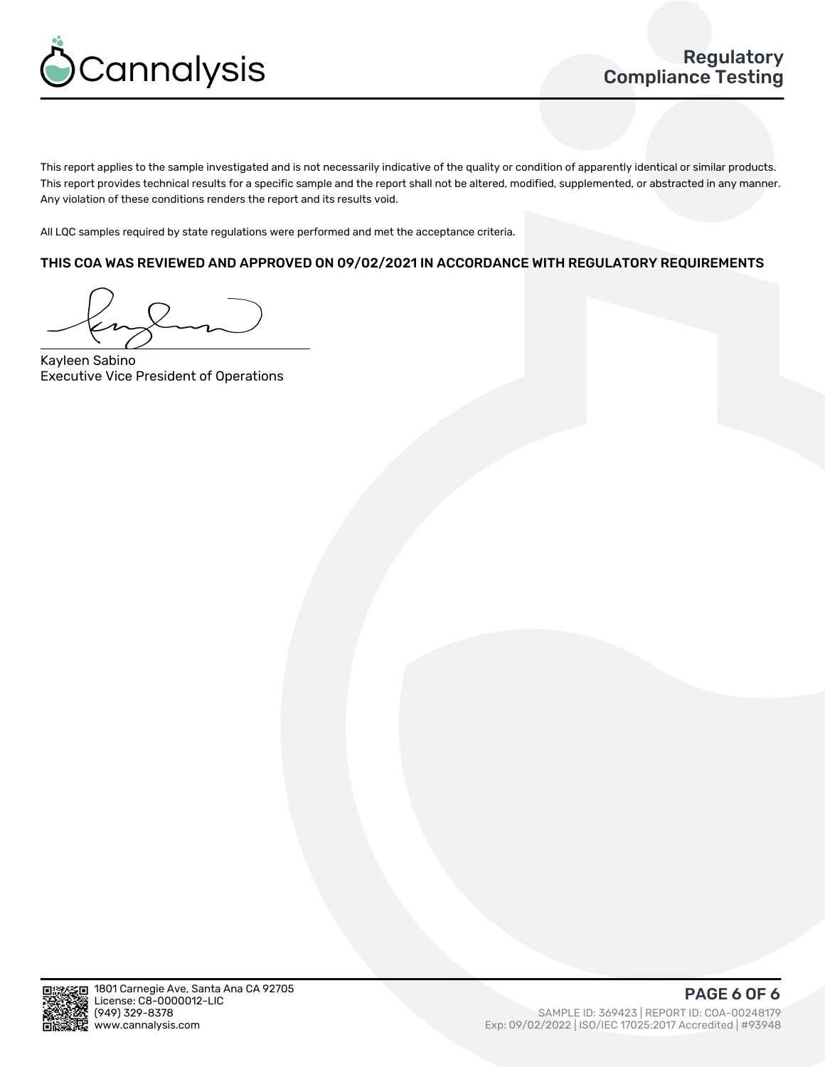This report applies to the sample investigated and is not necessarily indicative of the quality or condition of apparently identical or similar products. This report provides technical results for a specific sample and the report shall not be altered, modified, supplemented, or abstracted in any manner. Any violation of these conditions renders the report and its results void.

All LQC samples required by state regulations were performed and met the acceptance criteria.

**THIS COA WAS REVIEWED AND APPROVED ON 09/02/2021 IN ACCORDANCE WITH REGULATORY REQUIREMENTS**

Kayleen Sabino
Executive Vice President of Operations

1801 Carnegie Ave, Santa Ana CA 92705
License: C8-0000012-LIC
(949) 329-8378
www.cannalysis.com

SAMPLE ID: 369423 | REPORT ID: COA-00248179
Exp: 09/02/2022 | ISO/IEC 17025:2017 Accredited | #93948